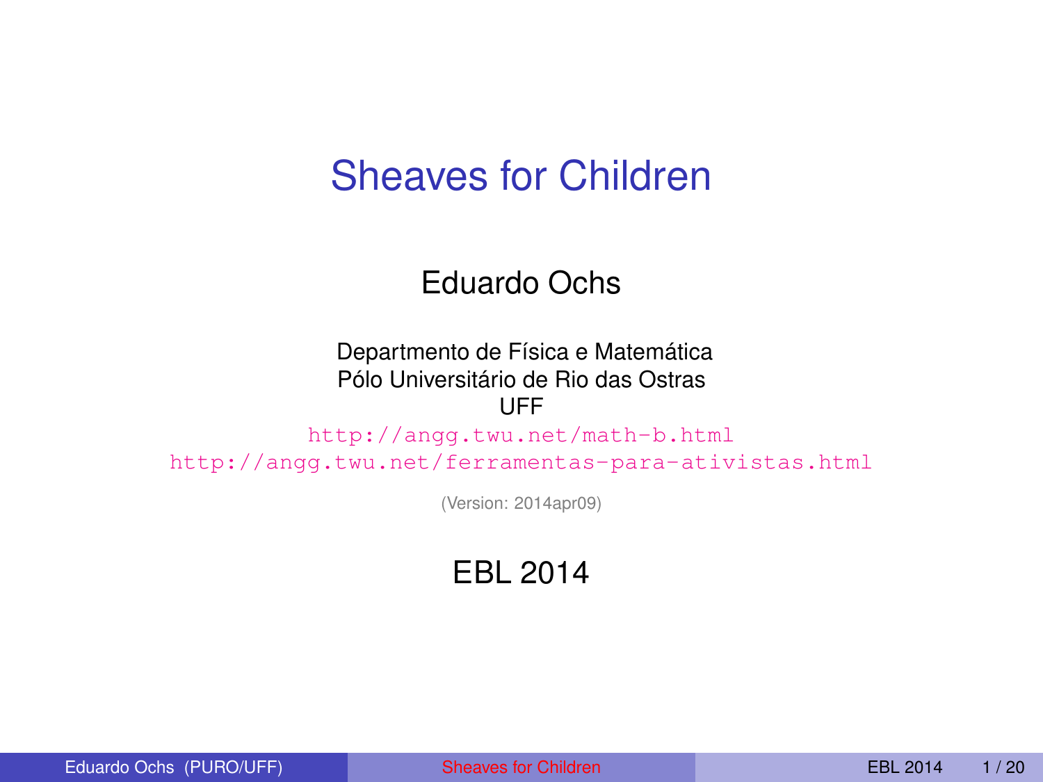# Sheaves for Children

Eduardo Ochs

Departmento de Física e Matemática
Pólo Universitário de Rio das Ostras
UFF

http://angg.twu.net/math-b.html
http://angg.twu.net/ferramentas-para-ativistas.html

(Version: 2014apr09)

EBL 2014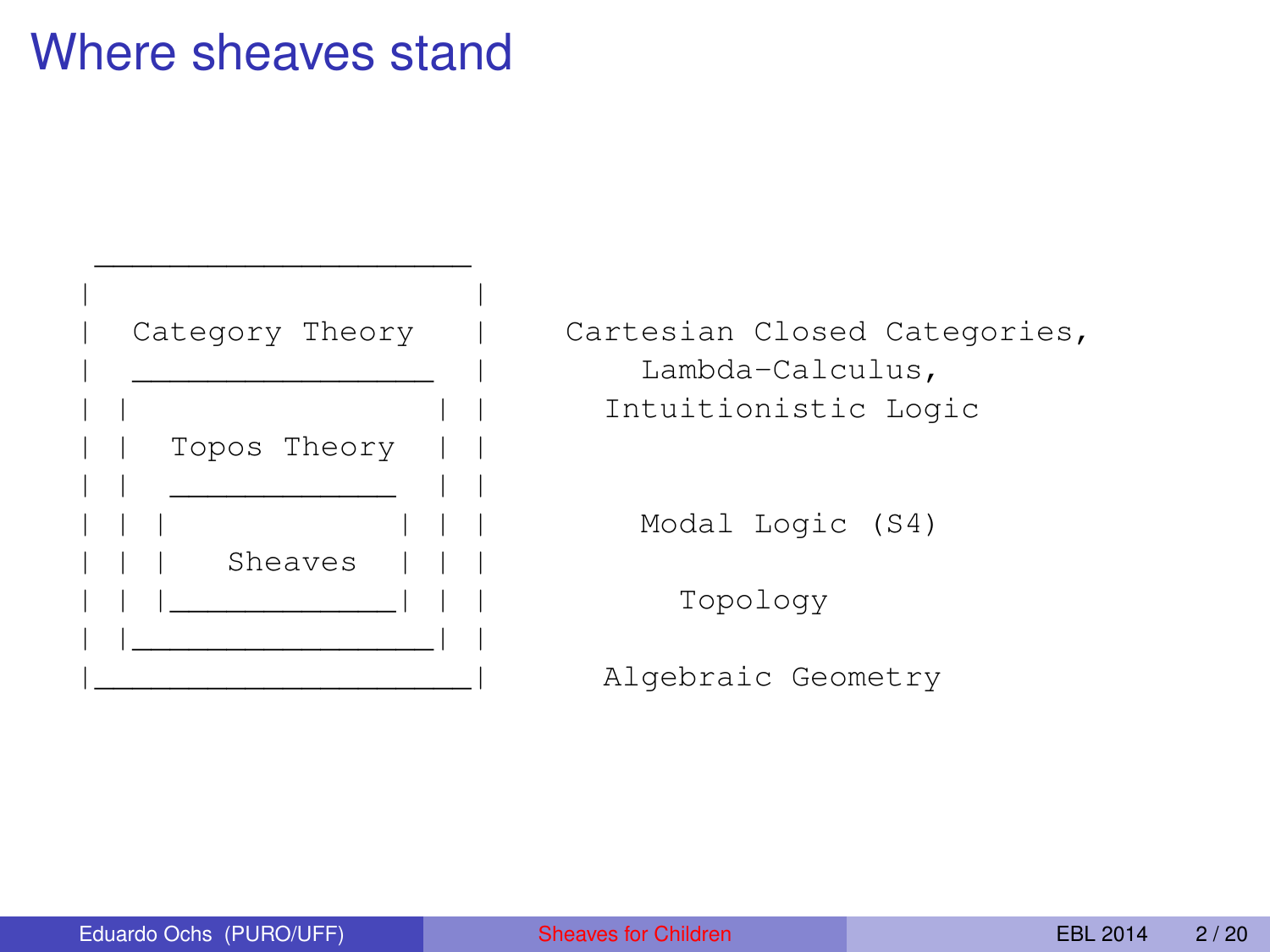# Where sheaves stand

```
 _____________________
|                     |
|   Category Theory   |    Cartesian Closed Categories,
|   _______________   |        Lambda-Calculus,
| |                 | |      Intuitionistic Logic
| |   Topos Theory  | |
| |   ___________   | |
| | |             | | |        Modal Logic (S4)
| | |    Sheaves  | | |
| | |_____________| | |          Topology
| |_________________| |
|_____________________|      Algebraic Geometry
```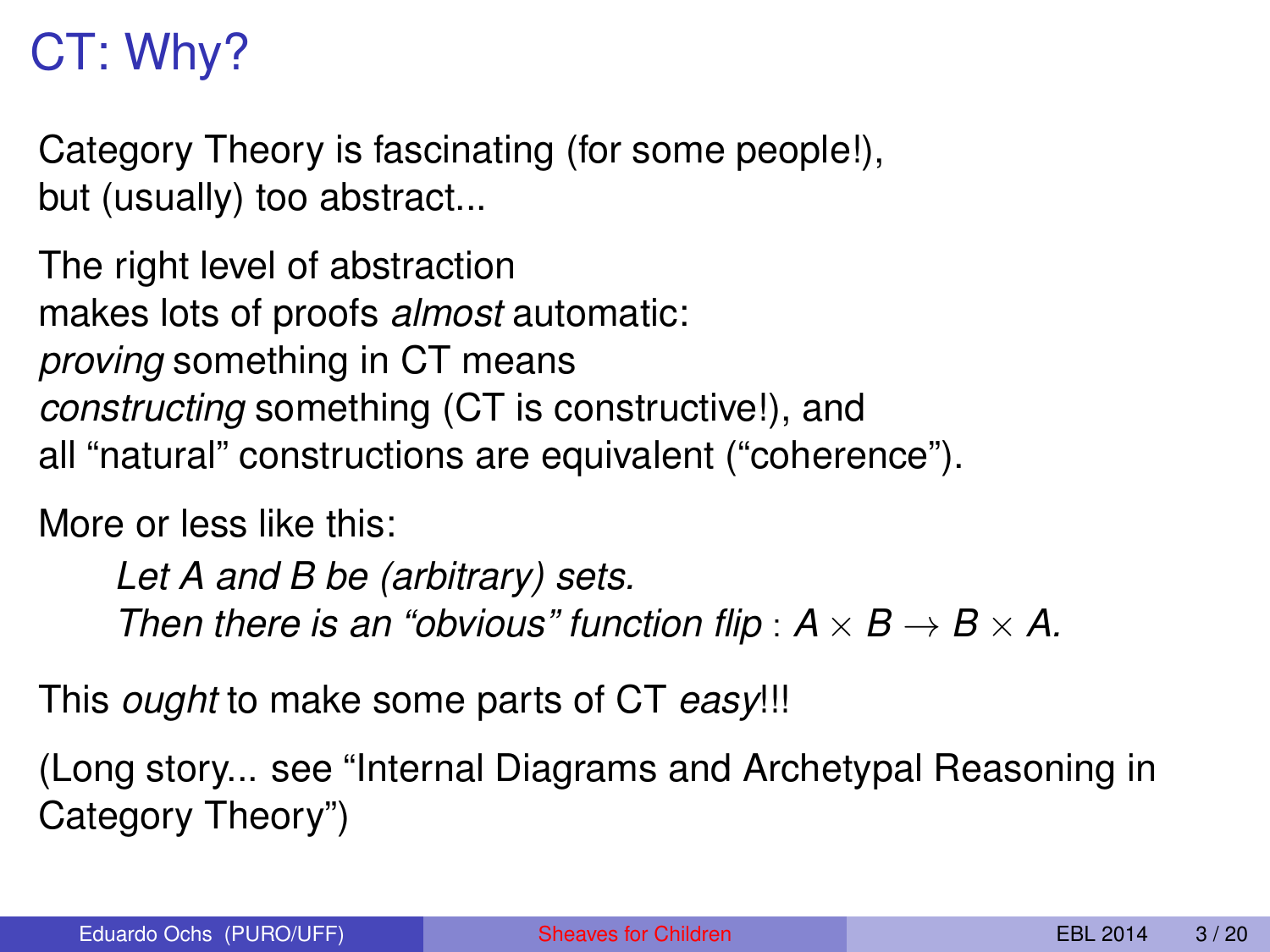# CT: Why?

Category Theory is fascinating (for some people!),
but (usually) too abstract...

The right level of abstraction
makes lots of proofs *almost* automatic:
*proving* something in CT means
*constructing* something (CT is constructive!), and
all "natural" constructions are equivalent ("coherence").

More or less like this:

> *Let A and B be (arbitrary) sets.*
> *Then there is an "obvious" function flip* : $A \times B \to B \times A$.

This *ought* to make some parts of CT *easy*!!!

(Long story... see "Internal Diagrams and Archetypal Reasoning in Category Theory")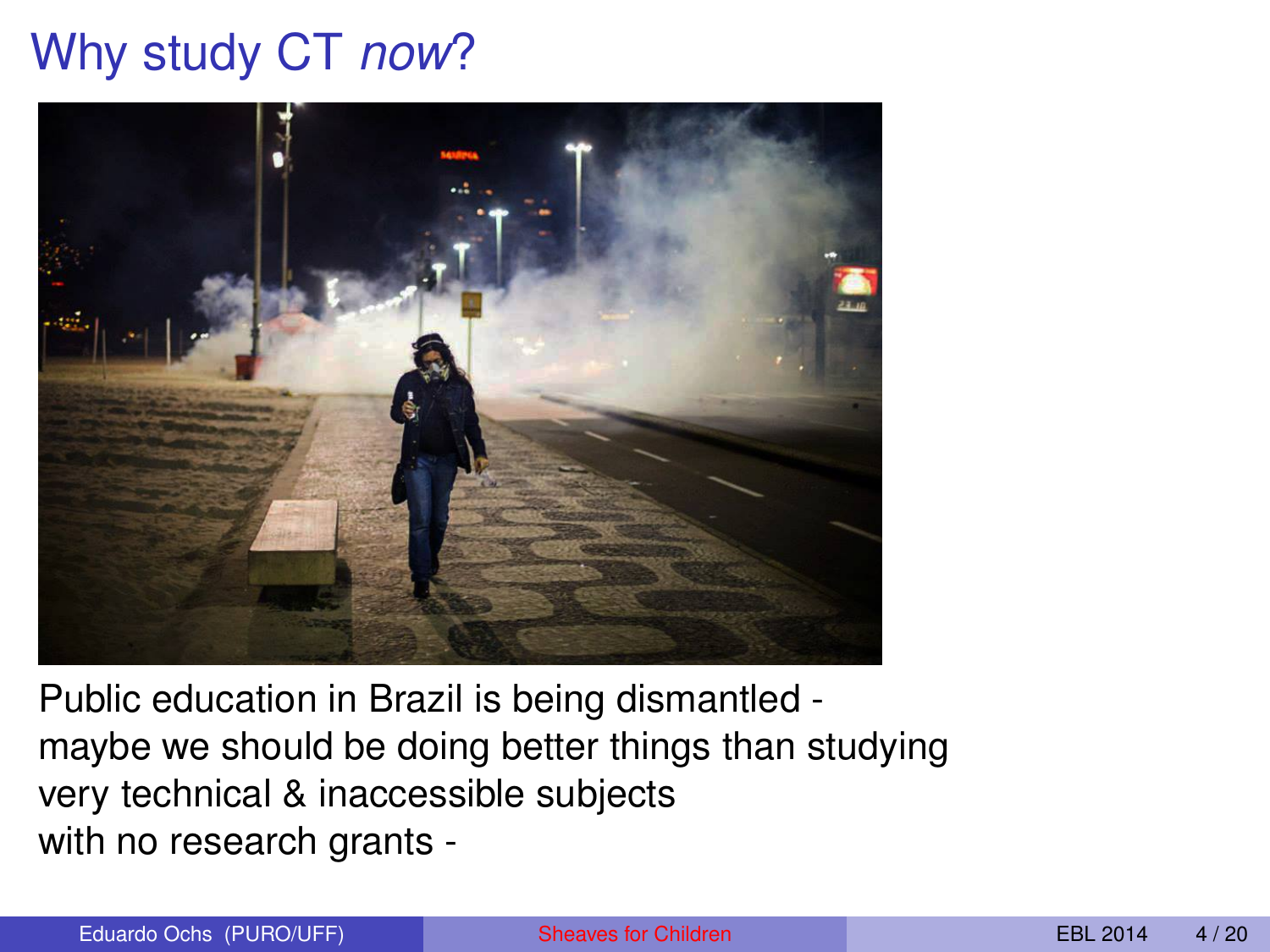# Why study CT *now*?

Public education in Brazil is being dismantled -
maybe we should be doing better things than studying
very technical & inaccessible subjects
with no research grants -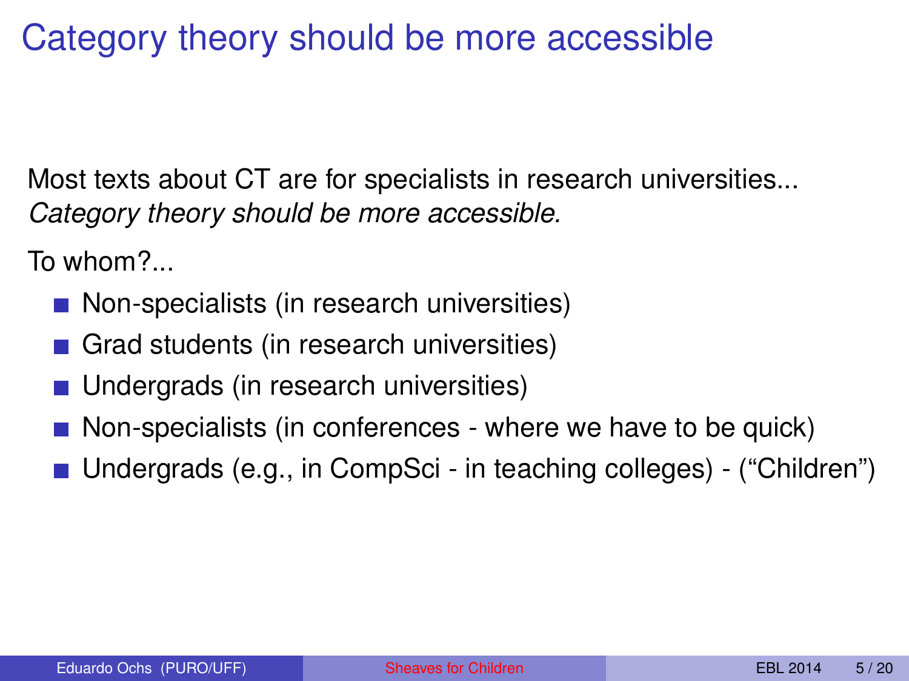# Category theory should be more accessible

Most texts about CT are for specialists in research universities...
*Category theory should be more accessible.*

To whom?...

- Non-specialists (in research universities)
- Grad students (in research universities)
- Undergrads (in research universities)
- Non-specialists (in conferences - where we have to be quick)
- Undergrads (e.g., in CompSci - in teaching colleges) - ("Children")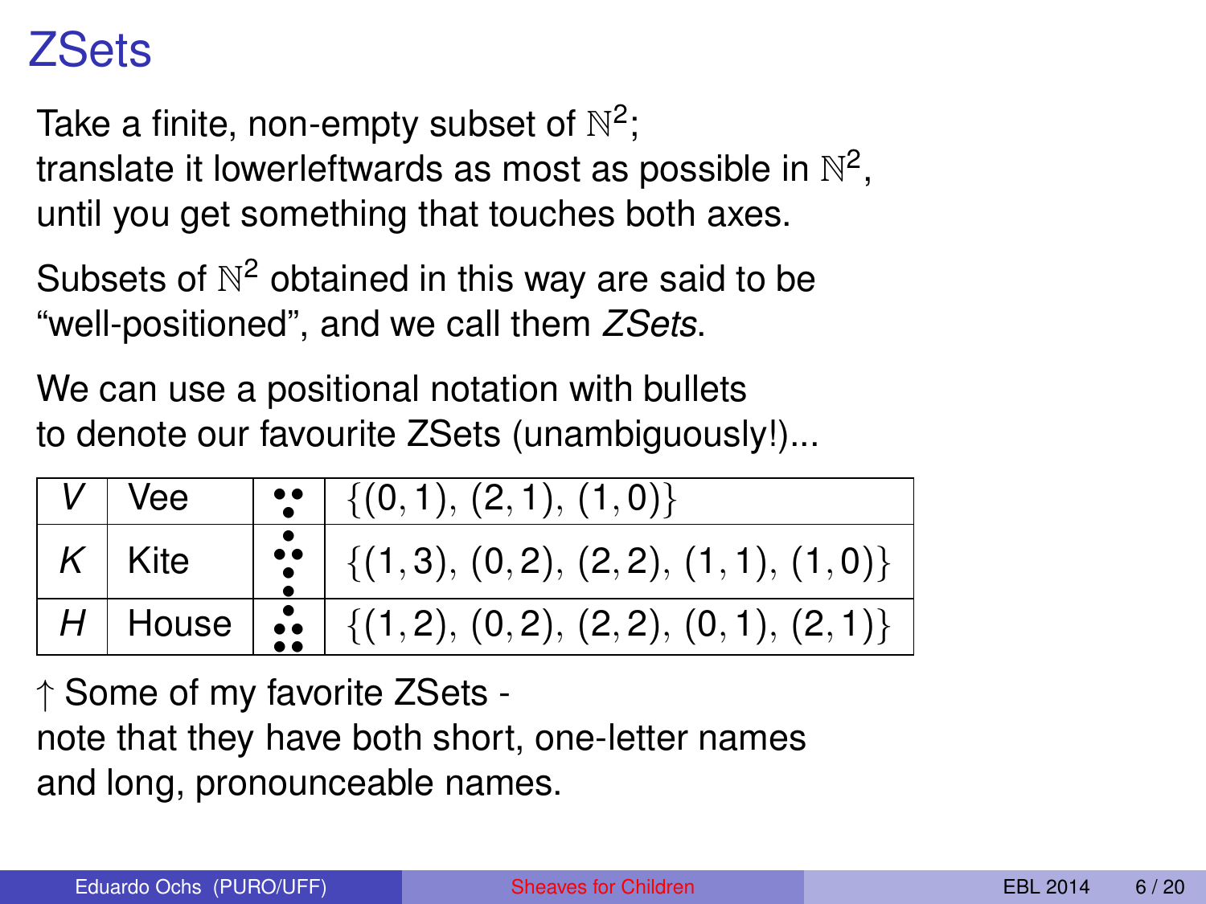# ZSets

Take a finite, non-empty subset of $\mathbb{N}^2$;
translate it lowerleftwards as most as possible in $\mathbb{N}^2$,
until you get something that touches both axes.

Subsets of $\mathbb{N}^2$ obtained in this way are said to be "well-positioned", and we call them *ZSets*.

We can use a positional notation with bullets
to denote our favourite ZSets (unambiguously!)...

| | | | |
|---|---|---|---|
| $V$ | Vee | •• <br> • | $\{(0,1), (2,1), (1,0)\}$ |
| $K$ | Kite | • <br> •• <br> • <br> • | $\{(1,3), (0,2), (2,2), (1,1), (1,0)\}$ |
| $H$ | House | • <br> •• <br> •• | $\{(1,2), (0,2), (2,2), (0,1), (2,1)\}$ |

↑ Some of my favorite ZSets -
note that they have both short, one-letter names
and long, pronounceable names.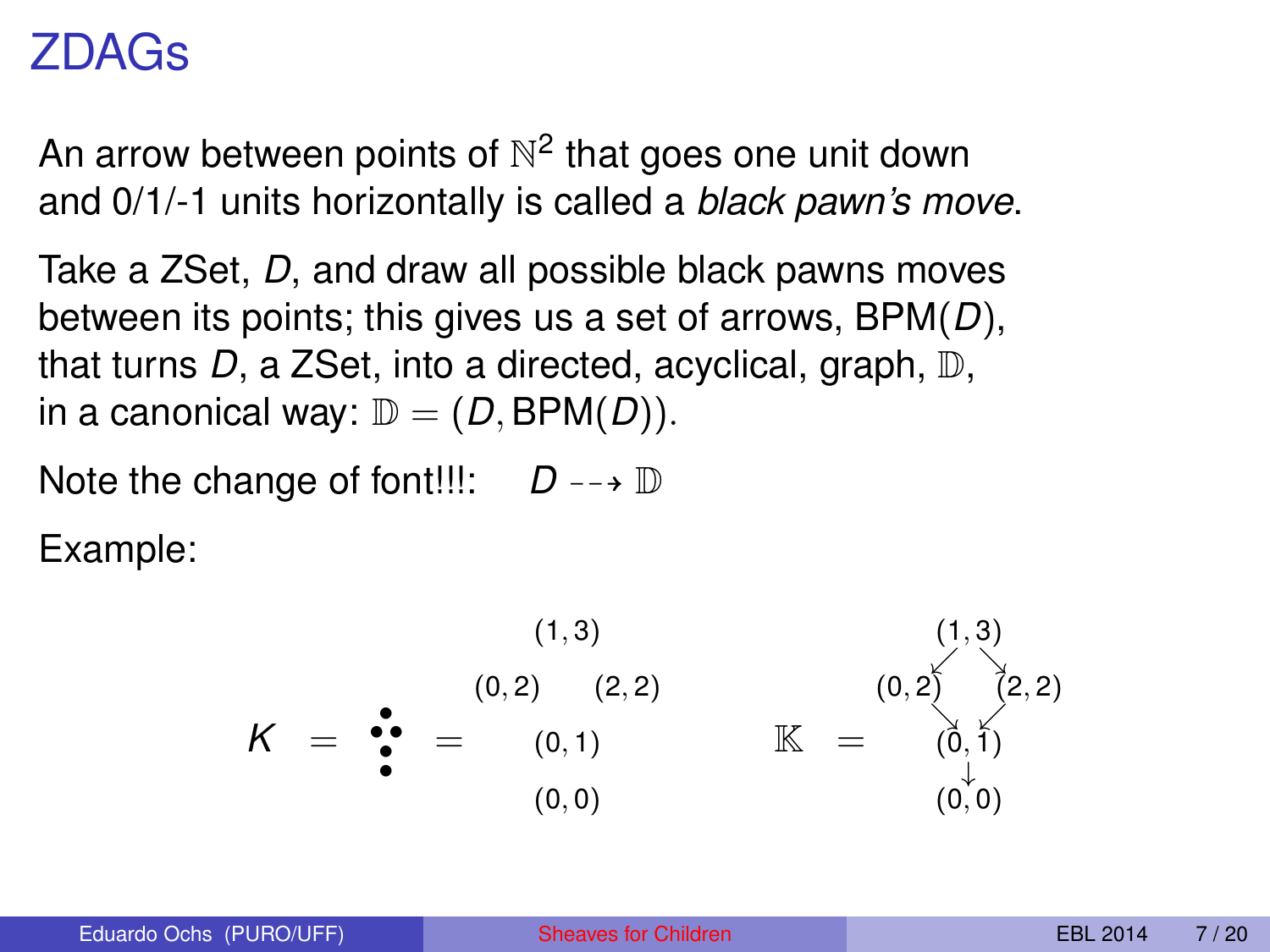# ZDAGs

An arrow between points of $\mathbb{N}^2$ that goes one unit down and 0/1/-1 units horizontally is called a *black pawn's move*.

Take a ZSet, $D$, and draw all possible black pawns moves between its points; this gives us a set of arrows, $\mathrm{BPM}(D)$, that turns $D$, a ZSet, into a directed, acyclical, graph, $\mathbb{D}$, in a canonical way: $\mathbb{D} = (D, \mathrm{BPM}(D))$.

Note the change of font!!!: $D \dashrightarrow \mathbb{D}$

Example:

$$K \;=\; \begin{smallmatrix} & \bullet & \\ \bullet & & \bullet \\ & \bullet & \\ & \bullet & \end{smallmatrix} \;=\; \begin{matrix} & (1,3) & \\ (0,2) & & (2,2) \\ & (0,1) & \\ & (0,0) & \end{matrix} \qquad \mathbb{K} \;=\; \begin{matrix} & (1,3) & \\ \swarrow & & \searrow \\ (0,2) & & (2,2) \\ \searrow & & \swarrow \\ & (0,1) & \\ & \downarrow & \\ & (0,0) & \end{matrix}$$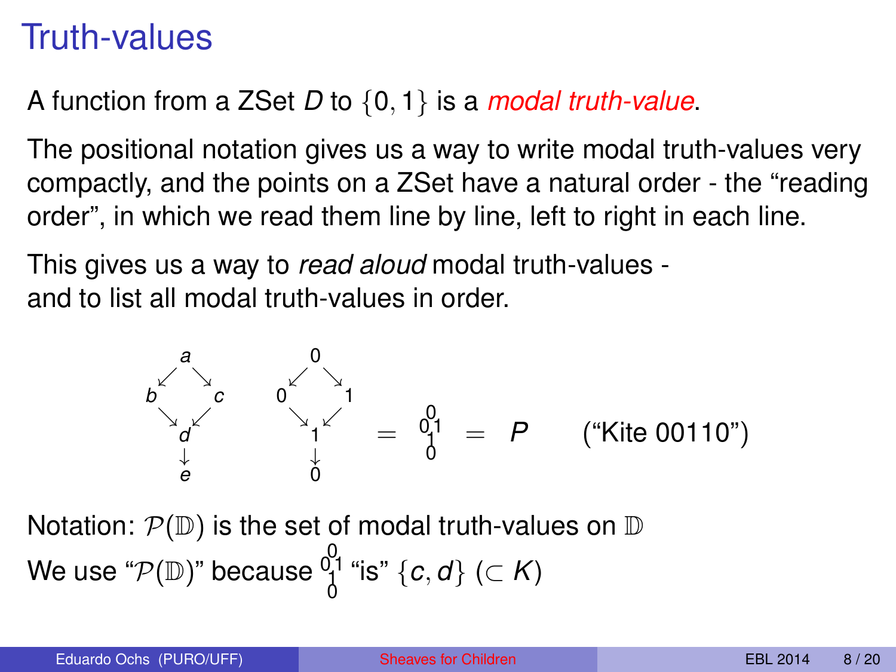# Truth-values

A function from a ZSet $D$ to $\{0,1\}$ is a *modal truth-value*.

The positional notation gives us a way to write modal truth-values very compactly, and the points on a ZSet have a natural order - the "reading order", in which we read them line by line, left to right in each line.

This gives us a way to *read aloud* modal truth-values - and to list all modal truth-values in order.

$$
\begin{array}{ccc}
 & a & \\
 \swarrow & & \searrow \\
b & & c \\
 \searrow & & \swarrow \\
 & d & \\
 & \downarrow & \\
 & e &
\end{array}
\qquad
\begin{array}{ccc}
 & 0 & \\
 \swarrow & & \searrow \\
0 & & 1 \\
 \searrow & & \swarrow \\
 & 1 & \\
 & \downarrow & \\
 & 0 &
\end{array}
\quad = \quad
\begin{smallmatrix} & 0 & \\ 0 & & 1 \\ & 1 & \\ & 0 & \end{smallmatrix}
\quad = \quad P \qquad \text{("Kite 00110")}
$$

Notation: $\mathcal{P}(\mathbb{D})$ is the set of modal truth-values on $\mathbb{D}$

We use "$\mathcal{P}(\mathbb{D})$" because $\begin{smallmatrix} & 0 & \\ 0 & & 1 \\ & 1 & \\ & 0 & \end{smallmatrix}$ "is" $\{c,d\}$ ($\subset K$)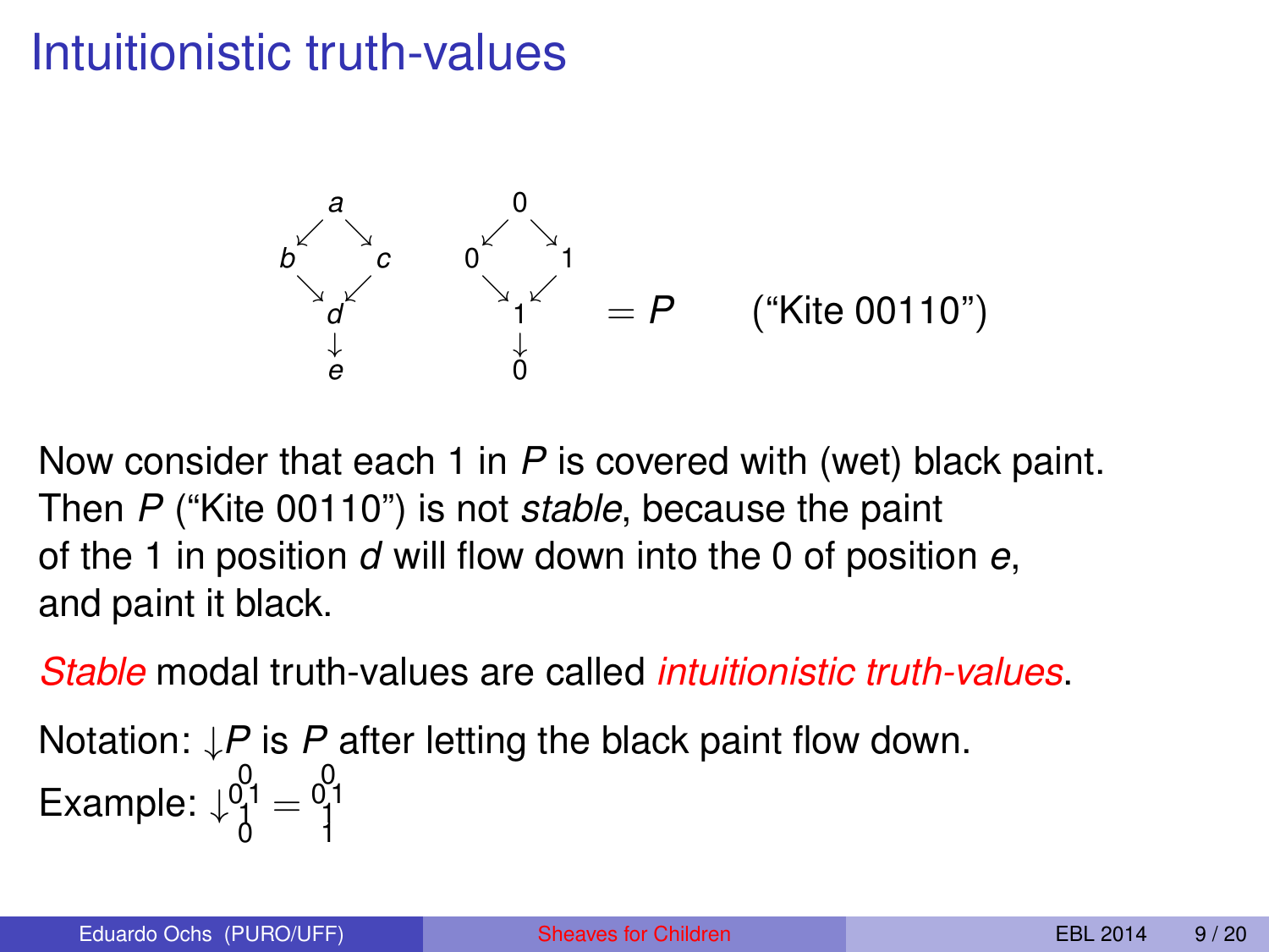# Intuitionistic truth-values

$$
\begin{array}{ccc}
 & a & \\
\swarrow & & \searrow \\
b & & c \\
\searrow & & \swarrow \\
 & d & \\
 & \downarrow & \\
 & e &
\end{array}
\qquad
\begin{array}{ccc}
 & 0 & \\
\swarrow & & \searrow \\
0 & & 1 \\
\searrow & & \swarrow \\
 & 1 & \\
 & \downarrow & \\
 & 0 &
\end{array}
= P \qquad \text{(“Kite 00110”)}
$$

Now consider that each 1 in $P$ is covered with (wet) black paint. Then $P$ (“Kite 00110”) is not *stable*, because the paint of the 1 in position $d$ will flow down into the 0 of position $e$, and paint it black.

*Stable* modal truth-values are called *intuitionistic truth-values*.

Notation: $\downarrow P$ is $P$ after letting the black paint flow down.

Example: $\downarrow {\scriptstyle\begin{smallmatrix} & 0 & \\ 0 & & 1 \\ & 1 & \\ & 0 & \end{smallmatrix}} = {\scriptstyle\begin{smallmatrix} & 0 & \\ 0 & & 1 \\ & 1 & \\ & 1 & \end{smallmatrix}}$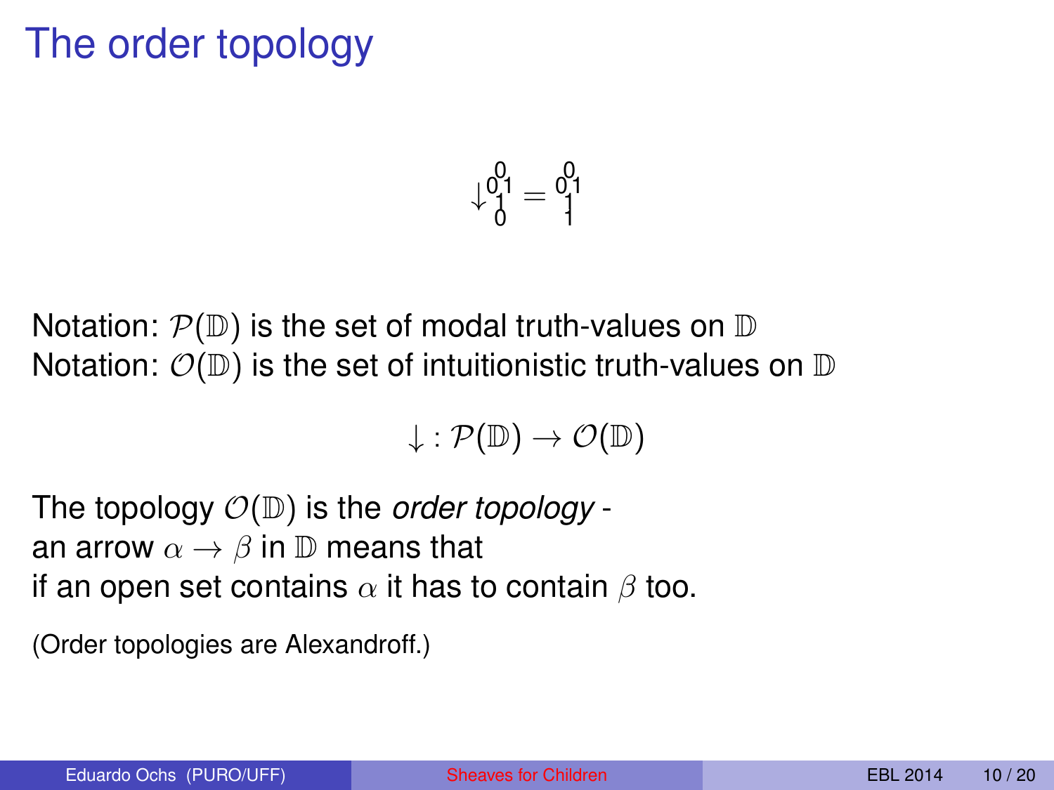# The order topology

$$\downarrow \begin{smallmatrix} & 0 & \\ 0 & & 1 \\ & 1 & \\ & 0 & \end{smallmatrix} = \begin{smallmatrix} & 0 & \\ 0 & & 1 \\ & 1 & \\ & 1 & \end{smallmatrix}$$

Notation: $\mathcal{P}(\mathbb{D})$ is the set of modal truth-values on $\mathbb{D}$
Notation: $\mathcal{O}(\mathbb{D})$ is the set of intuitionistic truth-values on $\mathbb{D}$

$$\downarrow : \mathcal{P}(\mathbb{D}) \to \mathcal{O}(\mathbb{D})$$

The topology $\mathcal{O}(\mathbb{D})$ is the *order topology* -
an arrow $\alpha \to \beta$ in $\mathbb{D}$ means that
if an open set contains $\alpha$ it has to contain $\beta$ too.

(Order topologies are Alexandroff.)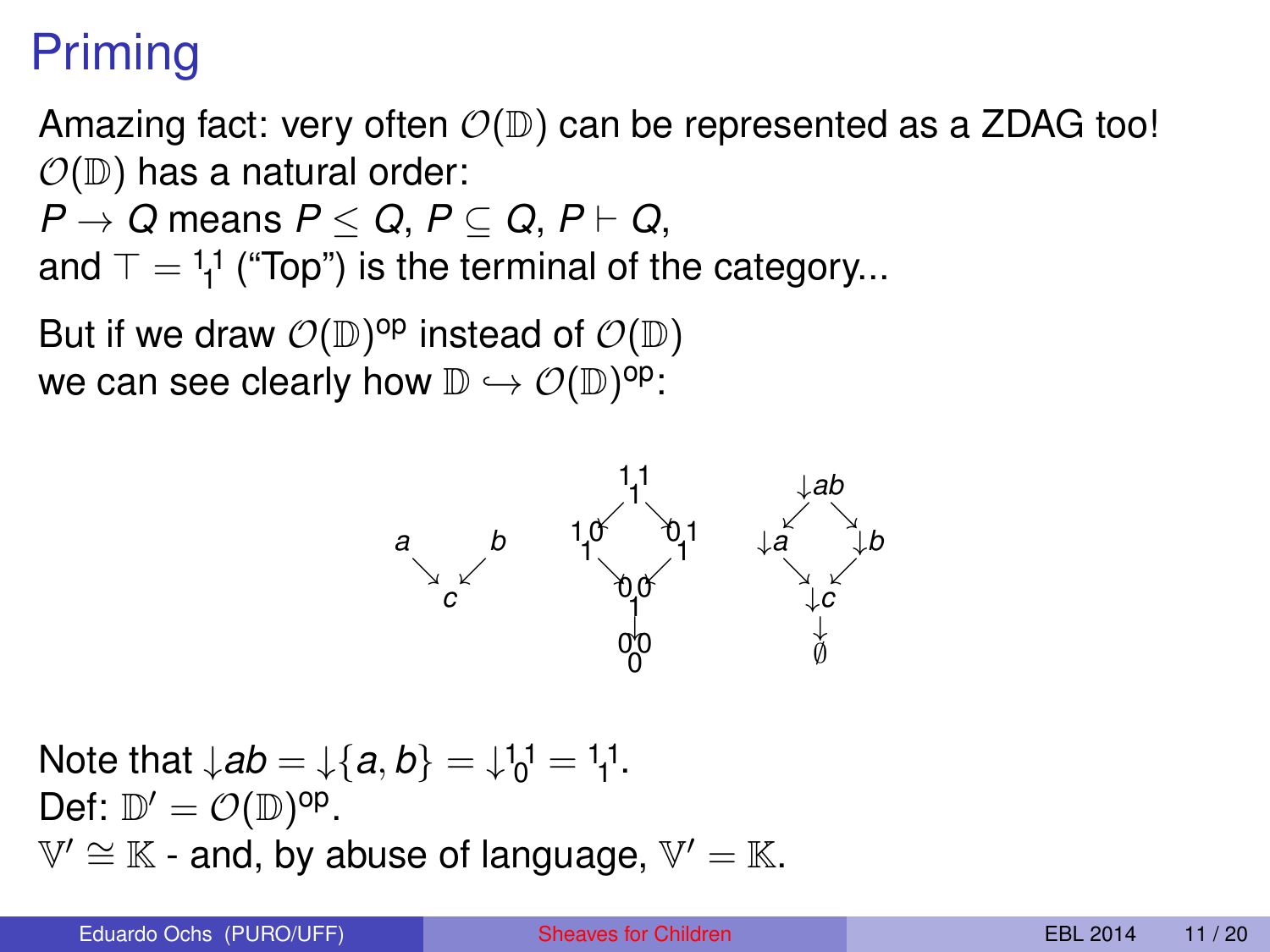# Priming

Amazing fact: very often $\mathcal{O}(\mathbb{D})$ can be represented as a ZDAG too!
$\mathcal{O}(\mathbb{D})$ has a natural order:
$P \to Q$ means $P \leq Q$, $P \subseteq Q$, $P \vdash Q$,
and $\top = {}^{1}{}_{1}{}^{1}$ ("Top") is the terminal of the category...

But if we draw $\mathcal{O}(\mathbb{D})^{\text{op}}$ instead of $\mathcal{O}(\mathbb{D})$
we can see clearly how $\mathbb{D} \hookrightarrow \mathcal{O}(\mathbb{D})^{\text{op}}$:

$a$ $\searrow$ $c$ $\swarrow$ $b$

${}^{1}{}_{1}{}^{1}$ $\to$ ${}^{1}{}_{1}{}^{0}$, ${}^{0}{}_{1}{}^{1}$ $\to$ ${}^{0}{}_{1}{}^{0}$ $\to$ ${}^{0}{}_{0}{}^{0}$

$\downarrow ab$ $\to$ $\downarrow a$, $\downarrow b$ $\to$ $\downarrow c$ $\to$ $\emptyset$

Note that $\downarrow ab = \downarrow\{a, b\} = \downarrow {}^{1}{}_{0}{}^{1} = {}^{1}{}_{1}{}^{1}$.
Def: $\mathbb{D}' = \mathcal{O}(\mathbb{D})^{\text{op}}$.
$\mathbb{V}' \cong \mathbb{K}$ - and, by abuse of language, $\mathbb{V}' = \mathbb{K}$.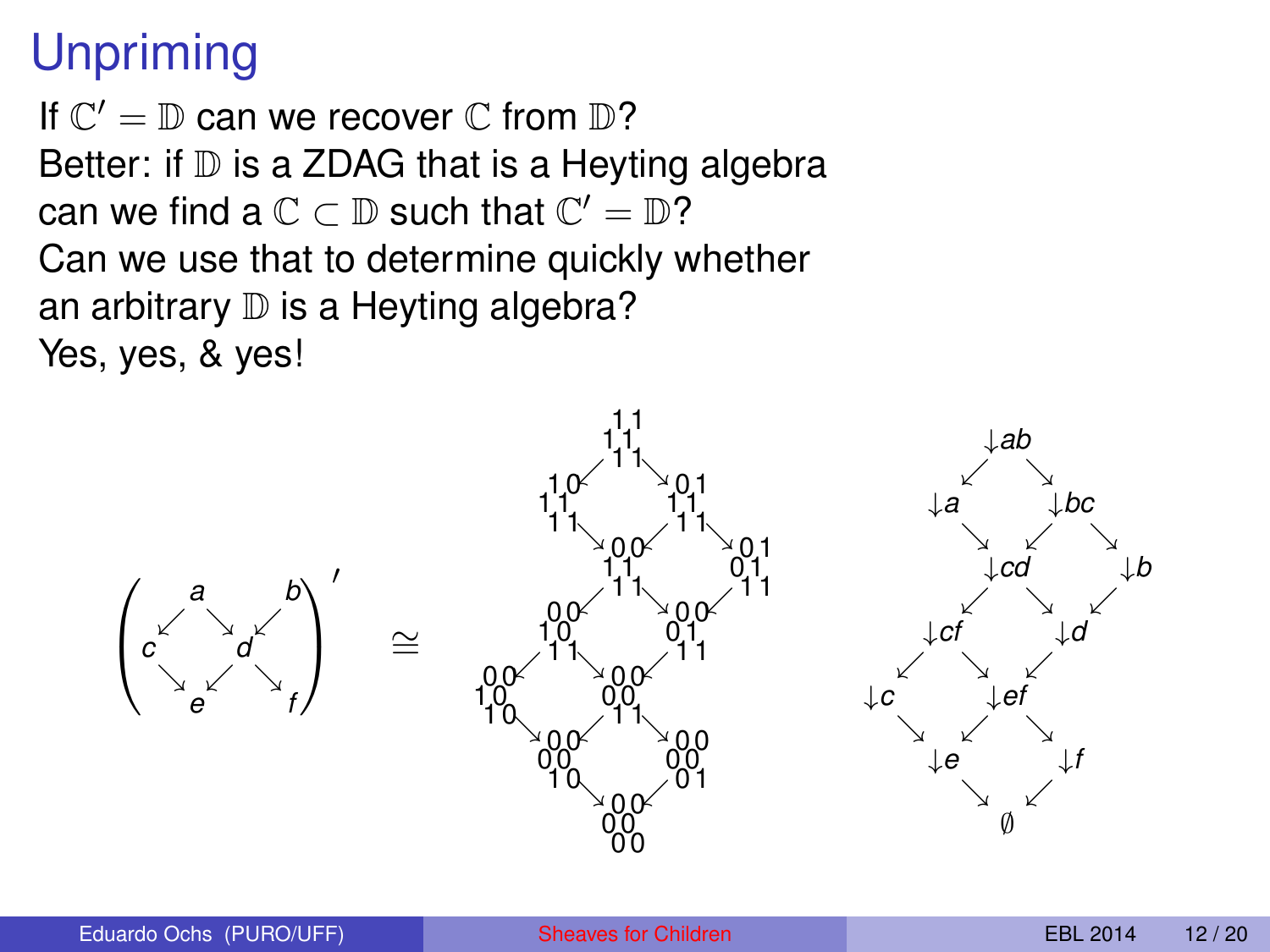# Unpriming

If $\mathbb{C}' = \mathbb{D}$ can we recover $\mathbb{C}$ from $\mathbb{D}$?
Better: if $\mathbb{D}$ is a ZDAG that is a Heyting algebra can we find a $\mathbb{C} \subset \mathbb{D}$ such that $\mathbb{C}' = \mathbb{D}$?
Can we use that to determine quickly whether an arbitrary $\mathbb{D}$ is a Heyting algebra?
Yes, yes, & yes!

a b
c d
e f

$\cong$

↓ab
↓a ↓bc
↓cd ↓b
↓cf ↓d
↓c ↓ef
↓e ↓f
∅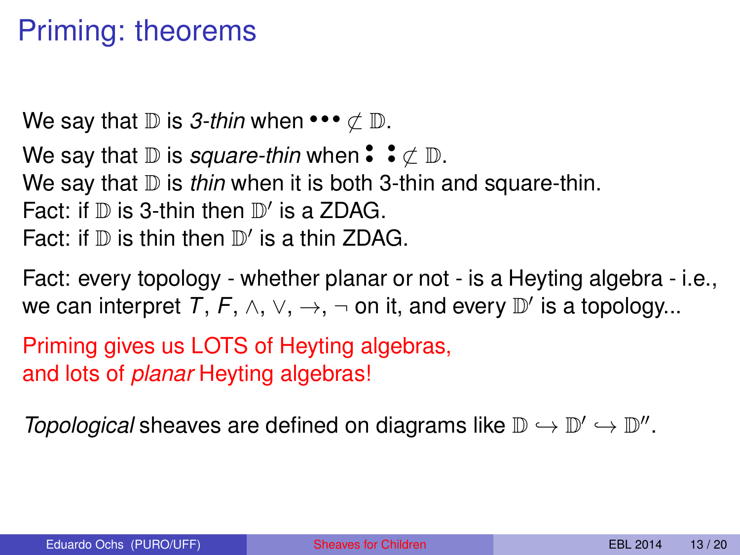# Priming: theorems

We say that $\mathbb{D}$ is *3-thin* when ••• $\not\subset \mathbb{D}$.

We say that $\mathbb{D}$ is *square-thin* when ⁘ $\not\subset \mathbb{D}$.
We say that $\mathbb{D}$ is *thin* when it is both 3-thin and square-thin.
Fact: if $\mathbb{D}$ is 3-thin then $\mathbb{D}'$ is a ZDAG.
Fact: if $\mathbb{D}$ is thin then $\mathbb{D}'$ is a thin ZDAG.

Fact: every topology - whether planar or not - is a Heyting algebra - i.e., we can interpret $T$, $F$, $\wedge$, $\vee$, $\to$, $\neg$ on it, and every $\mathbb{D}'$ is a topology...

Priming gives us LOTS of Heyting algebras,
and lots of *planar* Heyting algebras!

*Topological* sheaves are defined on diagrams like $\mathbb{D} \hookrightarrow \mathbb{D}' \hookrightarrow \mathbb{D}''$.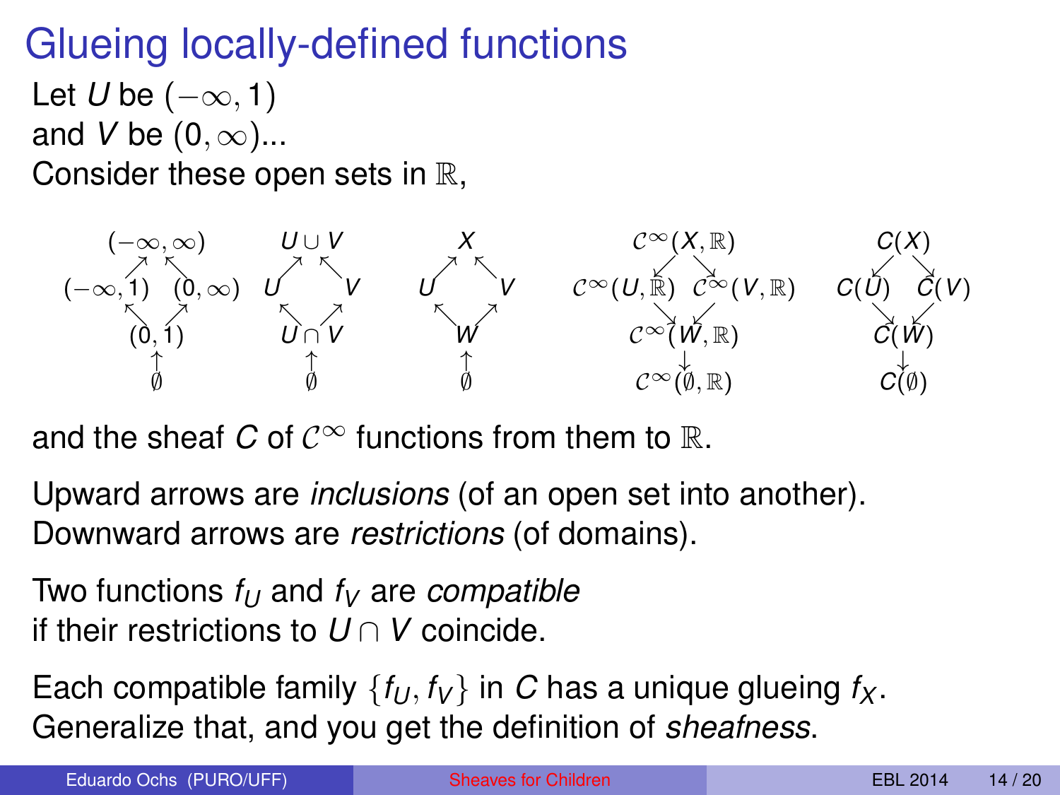# Glueing locally-defined functions

Let $U$ be $(-\infty, 1)$
and $V$ be $(0, \infty)$...
Consider these open sets in $\mathbb{R}$,

$$
\begin{array}{ccc}
 & (-\infty,\infty) & \\
(-\infty,1) & & (0,\infty) \\
 & (0,1) & \\
 & \emptyset &
\end{array}
\qquad
\begin{array}{ccc}
 & U \cup V & \\
U & & V \\
 & U \cap V & \\
 & \emptyset &
\end{array}
\qquad
\begin{array}{ccc}
 & X & \\
U & & V \\
 & W & \\
 & \emptyset &
\end{array}
\qquad
\begin{array}{ccc}
 & \mathcal{C}^\infty(X,\mathbb{R}) & \\
\mathcal{C}^\infty(U,\mathbb{R}) & & \mathcal{C}^\infty(V,\mathbb{R}) \\
 & \mathcal{C}^\infty(W,\mathbb{R}) & \\
 & \mathcal{C}^\infty(\emptyset,\mathbb{R}) &
\end{array}
\qquad
\begin{array}{ccc}
 & C(X) & \\
C(U) & & C(V) \\
 & C(W) & \\
 & C(\emptyset) &
\end{array}
$$

and the sheaf $C$ of $\mathcal{C}^\infty$ functions from them to $\mathbb{R}$.

Upward arrows are *inclusions* (of an open set into another).
Downward arrows are *restrictions* (of domains).

Two functions $f_U$ and $f_V$ are *compatible*
if their restrictions to $U \cap V$ coincide.

Each compatible family $\{f_U, f_V\}$ in $C$ has a unique glueing $f_X$.
Generalize that, and you get the definition of *sheafness*.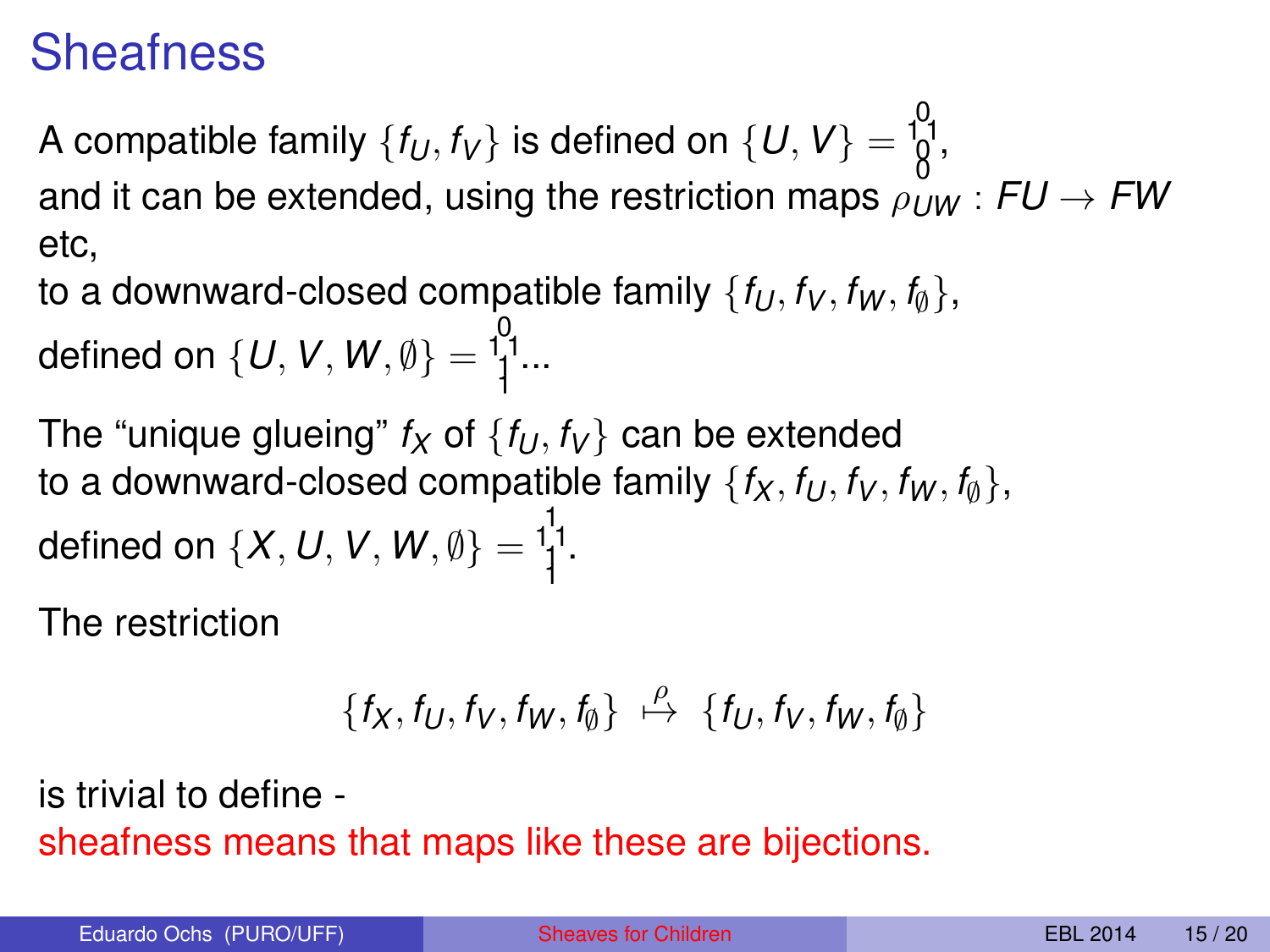# Sheafness

A compatible family $\{f_U, f_V\}$ is defined on $\{U, V\} = {}^{\;\,0}_{1\;1}{}^{}_{\;0}{}_{\;0}$,
and it can be extended, using the restriction maps $\rho_{UW} : FU \to FW$ etc,
to a downward-closed compatible family $\{f_U, f_V, f_W, f_\emptyset\}$,
defined on $\{U, V, W, \emptyset\} = {}^{\;\,0}_{1\;1}{}_{\;1}{}_{\;1}$...

The "unique glueing" $f_X$ of $\{f_U, f_V\}$ can be extended
to a downward-closed compatible family $\{f_X, f_U, f_V, f_W, f_\emptyset\}$,
defined on $\{X, U, V, W, \emptyset\} = {}^{\;\,1}_{1\;1}{}_{\;1}{}_{\;1}$.

The restriction

$$\{f_X, f_U, f_V, f_W, f_\emptyset\} \overset{\rho}{\mapsto} \{f_U, f_V, f_W, f_\emptyset\}$$

is trivial to define -
sheafness means that maps like these are bijections.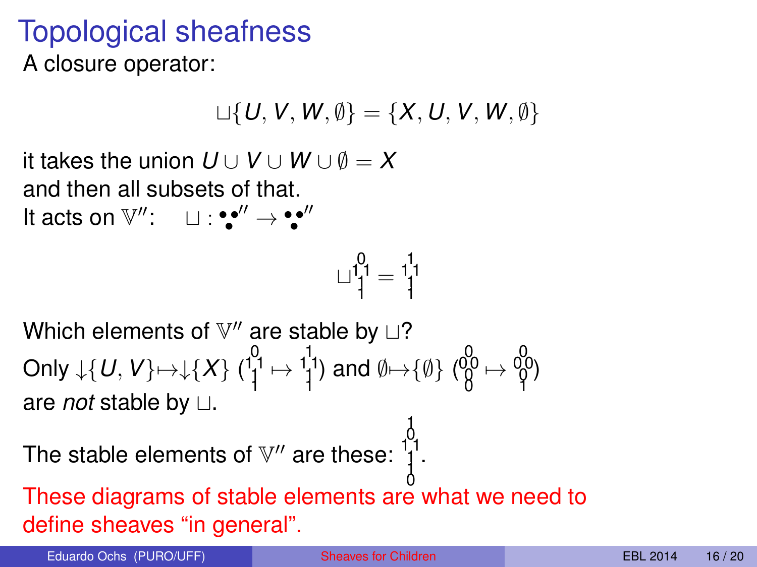# Topological sheafness

A closure operator:

$$\sqcup\{U, V, W, \emptyset\} = \{X, U, V, W, \emptyset\}$$

it takes the union $U \cup V \cup W \cup \emptyset = X$
and then all subsets of that.
It acts on $\mathbb{V}''$: $\quad \sqcup : \bullet\!\bullet'' \to \bullet\!\bullet''$

$$\sqcup \begin{smallmatrix} & 0 & \\ 1 & & 1 \\ & 1 & \\ & 1 & \end{smallmatrix} = \begin{smallmatrix} & 1 & \\ 1 & & 1 \\ & 1 & \\ & 1 & \end{smallmatrix}$$

Which elements of $\mathbb{V}''$ are stable by $\sqcup$?
Only ${\downarrow}\{U, V\} \mapsto {\downarrow}\{X\}$ ($\begin{smallmatrix} & 0 & \\ 1 & & 1 \\ & 1 & \\ & 1 & \end{smallmatrix} \mapsto \begin{smallmatrix} & 1 & \\ 1 & & 1 \\ & 1 & \\ & 1 & \end{smallmatrix}$) and $\emptyset \mapsto \{\emptyset\}$ ($\begin{smallmatrix} & 0 & \\ 0 & & 0 \\ & 0 & \\ & 0 & \end{smallmatrix} \mapsto \begin{smallmatrix} & 0 & \\ 0 & & 0 \\ & 0 & \\ & 1 & \end{smallmatrix}$)
are *not* stable by $\sqcup$.

The stable elements of $\mathbb{V}''$ are these: $\begin{smallmatrix} & 1 & \\ & 0 & \\ 1 & & 1 \\ & 1 & \\ & 1 & \\ & 0 & \end{smallmatrix}$.

These diagrams of stable elements are what we need to define sheaves "in general".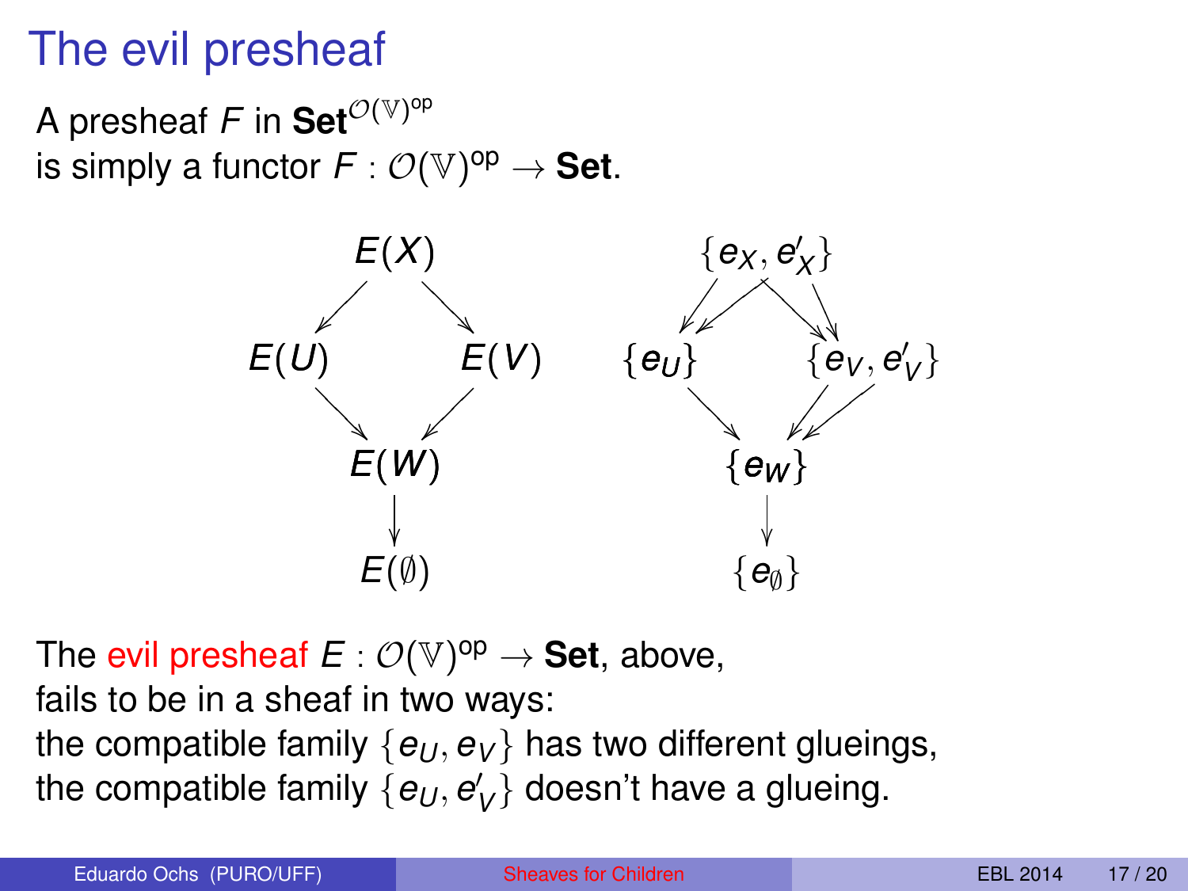# The evil presheaf

A presheaf $F$ in $\mathbf{Set}^{\mathcal{O}(\mathbb{V})^{\text{op}}}$
is simply a functor $F : \mathcal{O}(\mathbb{V})^{\text{op}} \to \mathbf{Set}$.

$E(X)$

$E(U)$ $E(V)$

$E(W)$

$E(\emptyset)$

$\{e_X, e'_X\}$

$\{e_U\}$ $\{e_V, e'_V\}$

$\{e_W\}$

$\{e_\emptyset\}$

The evil presheaf $E : \mathcal{O}(\mathbb{V})^{\text{op}} \to \mathbf{Set}$, above,
fails to be in a sheaf in two ways:
the compatible family $\{e_U, e_V\}$ has two different glueings,
the compatible family $\{e_U, e'_V\}$ doesn't have a glueing.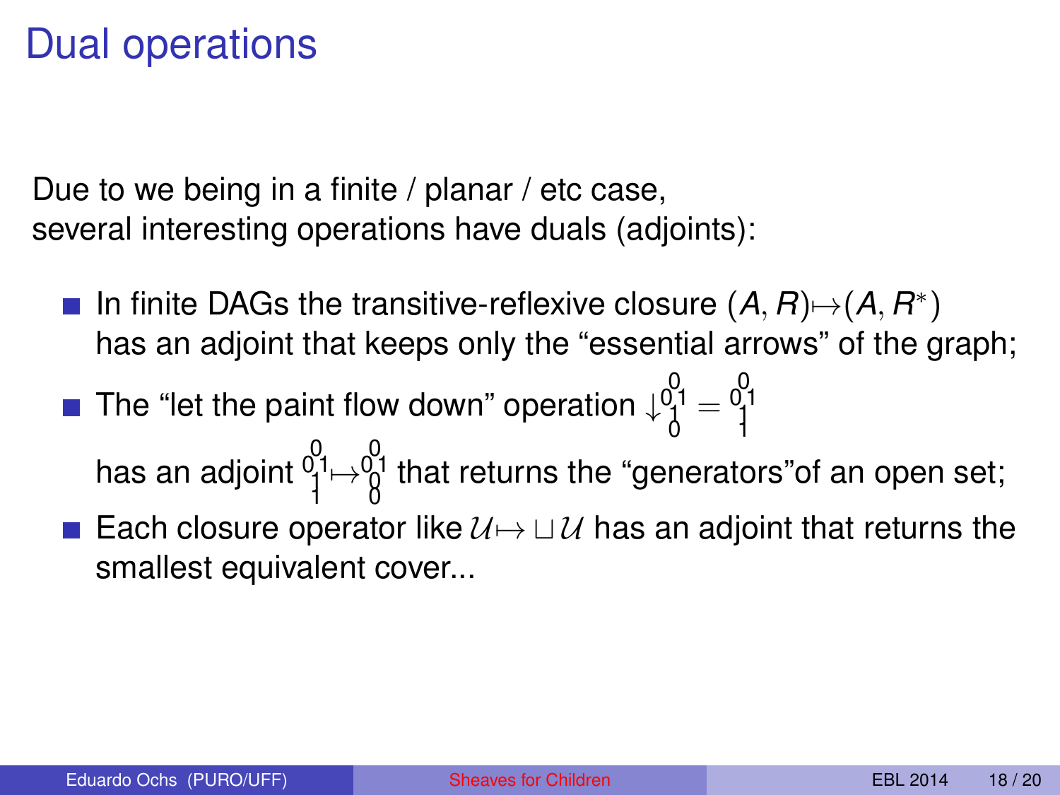# Dual operations

Due to we being in a finite / planar / etc case,
several interesting operations have duals (adjoints):

- In finite DAGs the transitive-reflexive closure $(A,R) \mapsto (A,R^*)$ has an adjoint that keeps only the "essential arrows" of the graph;
- The "let the paint flow down" operation $\downarrow \begin{smallmatrix} &0& \\ 0&&1 \\ &1& \\ &0& \end{smallmatrix} = \begin{smallmatrix} &0& \\ 0&&1 \\ &1& \\ &1& \end{smallmatrix}$ has an adjoint $\begin{smallmatrix} &0& \\ 0&&1 \\ &1& \\ &1& \end{smallmatrix} \mapsto \begin{smallmatrix} &0& \\ 0&&1 \\ &0& \\ &0& \end{smallmatrix}$ that returns the "generators"of an open set;
- Each closure operator like $\mathcal{U} \mapsto \sqcup \mathcal{U}$ has an adjoint that returns the smallest equivalent cover...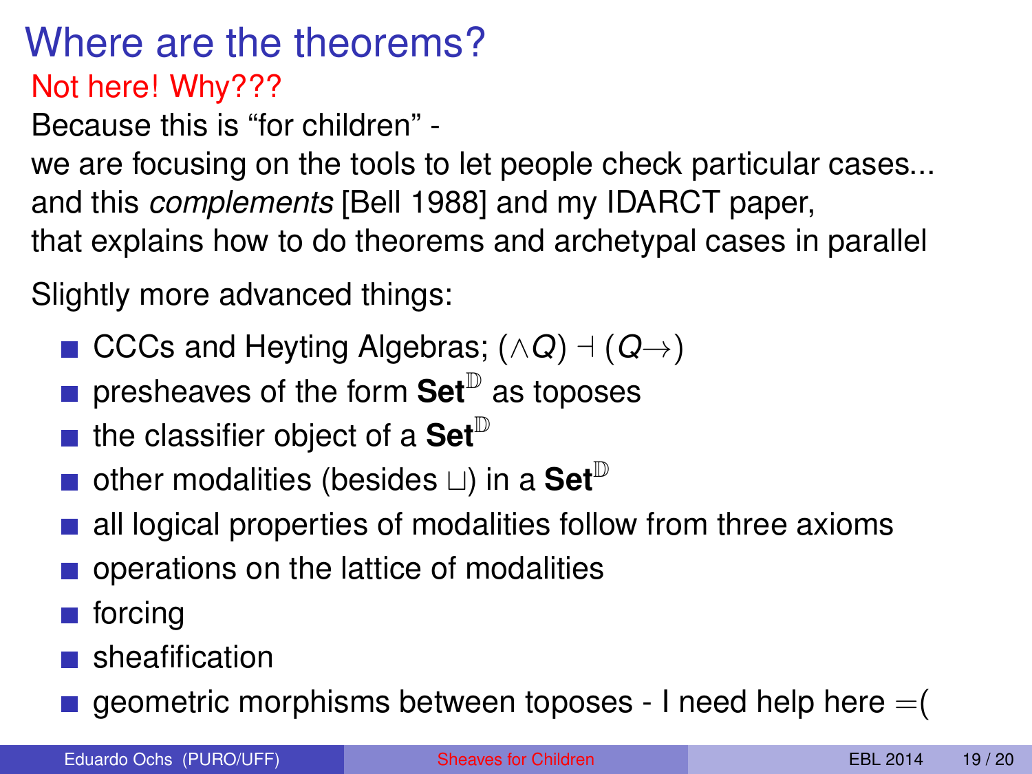# Where are the theorems?

Not here! Why???

Because this is "for children" -

we are focusing on the tools to let people check particular cases...

and this *complements* [Bell 1988] and my IDARCT paper,

that explains how to do theorems and archetypal cases in parallel

Slightly more advanced things:

- CCCs and Heyting Algebras; $(\land Q) \dashv (Q{\to})$
- presheaves of the form $\mathbf{Set}^{\mathbb{D}}$ as toposes
- the classifier object of a $\mathbf{Set}^{\mathbb{D}}$
- other modalities (besides $\sqcup$) in a $\mathbf{Set}^{\mathbb{D}}$
- all logical properties of modalities follow from three axioms
- operations on the lattice of modalities
- forcing
- sheafification
- geometric morphisms between toposes - I need help here =(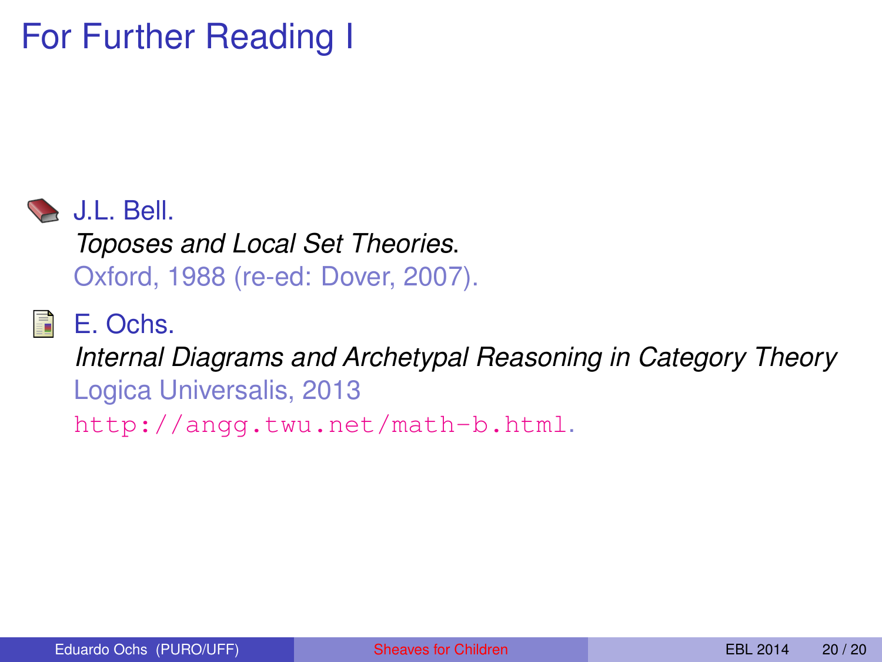# For Further Reading I

- J.L. Bell.
  *Toposes and Local Set Theories*.
  Oxford, 1988 (re-ed: Dover, 2007).

- E. Ochs.
  *Internal Diagrams and Archetypal Reasoning in Category Theory*
  Logica Universalis, 2013
  http://angg.twu.net/math-b.html.